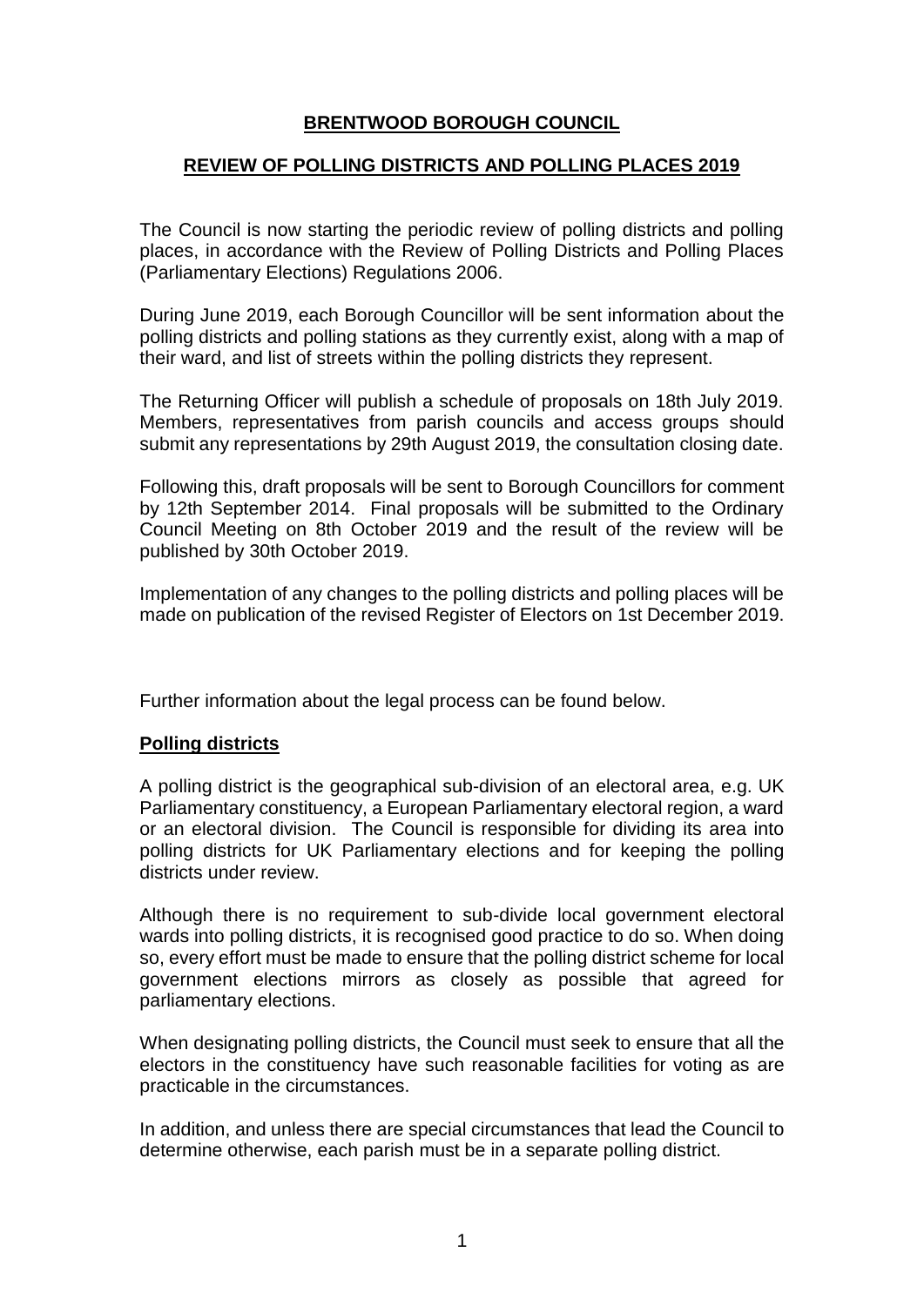# BRENTWOOD BOROUGH COUNCIL

## REVIEW OF POLLING DISTRICTS AND POLLING PLACES 2019

The Council is now starting the periodic review of polling districts and polling places, in accordance with the Review of Polling Districts and Polling Places (Parliamentary Elections) Regulations 2006.

During June 2019, each Borough Councillor will be sent information about the polling districts and polling stations as they currently exist, along with a map of their ward, and list of streets within the polling districts they represent.

The Returning Officer will publish a schedule of proposals on 18th July 2019. Members, representatives from parish councils and access groups should submit any representations by 29th August 2019, the consultation closing date.

Following this, draft proposals will be sent to Borough Councillors for comment by 12th September 2014. Final proposals will be submitted to the Ordinary Council Meeting on 8th October 2019 and the result of the review will be published by 30th October 2019.

Implementation of any changes to the polling districts and polling places will be made on publication of the revised Register of Electors on 1st December 2019.

Further information about the legal process can be found below.

### Polling districts

A polling district is the geographical sub-division of an electoral area, e.g. UK Parliamentary constituency, a European Parliamentary electoral region, a ward or an electoral division. The Council is responsible for dividing its area into polling districts for UK Parliamentary elections and for keeping the polling districts under review.

Although there is no requirement to sub-divide local government electoral wards into polling districts, it is recognised good practice to do so. When doing so, every effort must be made to ensure that the polling district scheme for local government elections mirrors as closely as possible that agreed for parliamentary elections.

When designating polling districts, the Council must seek to ensure that all the electors in the constituency have such reasonable facilities for voting as are practicable in the circumstances.

In addition, and unless there are special circumstances that lead the Council to determine otherwise, each parish must be in a separate polling district.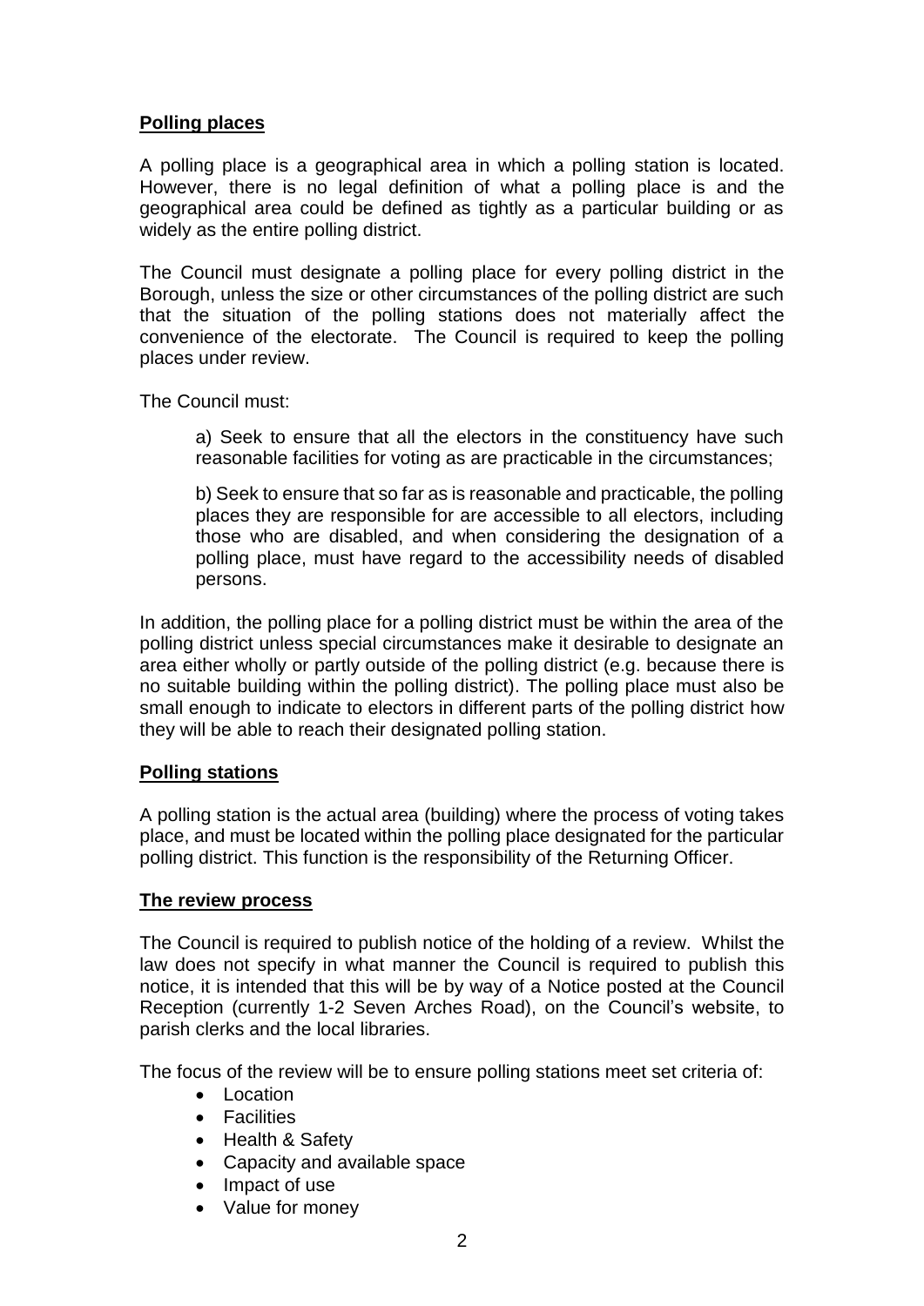## Polling places

A polling place is a geographical area in which a polling station is located. However, there is no legal definition of what a polling place is and the geographical area could be defined as tightly as a particular building or as widely as the entire polling district.

The Council must designate a polling place for every polling district in the Borough, unless the size or other circumstances of the polling district are such that the situation of the polling stations does not materially affect the convenience of the electorate. The Council is required to keep the polling places under review.

The Council must:

a) Seek to ensure that all the electors in the constituency have such reasonable facilities for voting as are practicable in the circumstances;

b) Seek to ensure that so far as is reasonable and practicable, the polling places they are responsible for are accessible to all electors, including those who are disabled, and when considering the designation of a polling place, must have regard to the accessibility needs of disabled persons.

In addition, the polling place for a polling district must be within the area of the polling district unless special circumstances make it desirable to designate an area either wholly or partly outside of the polling district (e.g. because there is no suitable building within the polling district). The polling place must also be small enough to indicate to electors in different parts of the polling district how they will be able to reach their designated polling station.

## Polling stations

A polling station is the actual area (building) where the process of voting takes place, and must be located within the polling place designated for the particular polling district. This function is the responsibility of the Returning Officer.

## The review process

The Council is required to publish notice of the holding of a review. Whilst the law does not specify in what manner the Council is required to publish this notice, it is intended that this will be by way of a Notice posted at the Council Reception (currently 1-2 Seven Arches Road), on the Council's website, to parish clerks and the local libraries.

The focus of the review will be to ensure polling stations meet set criteria of:

- Location
- Facilities
- Health & Safety
- Capacity and available space
- Impact of use
- Value for money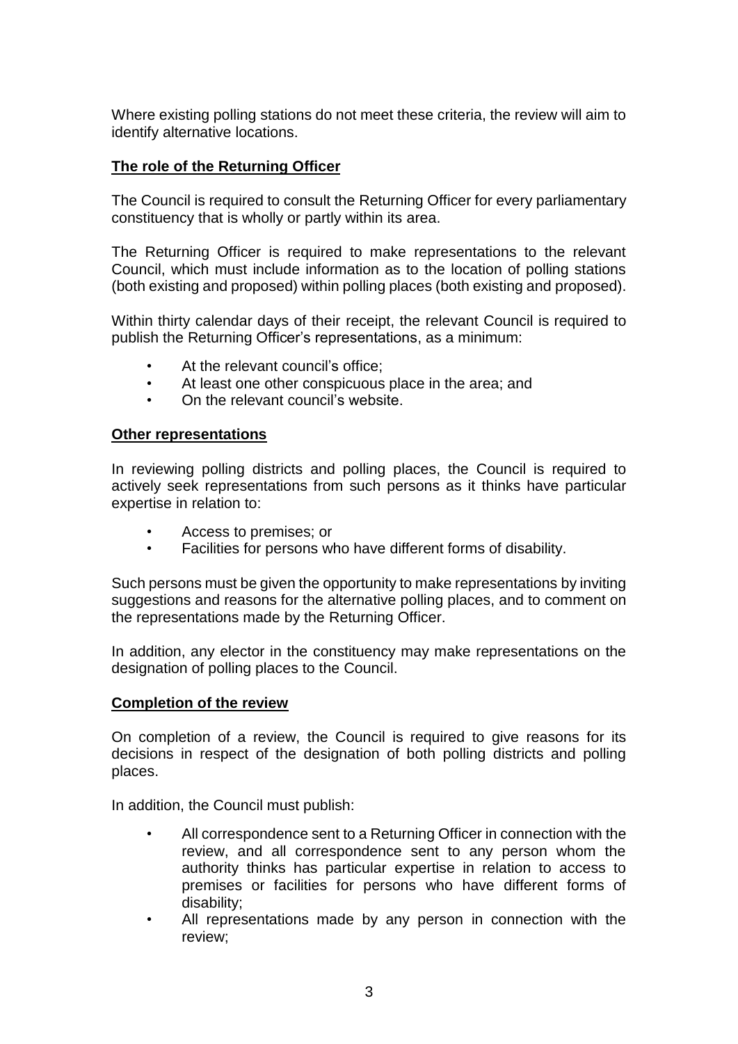Where existing polling stations do not meet these criteria, the review will aim to identify alternative locations.

**The role of the Returning Officer**

The Council is required to consult the Returning Officer for every parliamentary constituency that is wholly or partly within its area.

The Returning Officer is required to make representations to the relevant Council, which must include information as to the location of polling stations (both existing and proposed) within polling places (both existing and proposed).

Within thirty calendar days of their receipt, the relevant Council is required to publish the Returning Officer's representations, as a minimum:

- At the relevant council's office;
- At least one other conspicuous place in the area; and
- On the relevant council's website.

**Other representations**

In reviewing polling districts and polling places, the Council is required to actively seek representations from such persons as it thinks have particular expertise in relation to:

- Access to premises; or
- Facilities for persons who have different forms of disability.

Such persons must be given the opportunity to make representations by inviting suggestions and reasons for the alternative polling places, and to comment on the representations made by the Returning Officer.

In addition, any elector in the constituency may make representations on the designation of polling places to the Council.

**Completion of the review**

On completion of a review, the Council is required to give reasons for its decisions in respect of the designation of both polling districts and polling places.

In addition, the Council must publish:

- All correspondence sent to a Returning Officer in connection with the review, and all correspondence sent to any person whom the authority thinks has particular expertise in relation to access to premises or facilities for persons who have different forms of disability;
- All representations made by any person in connection with the review;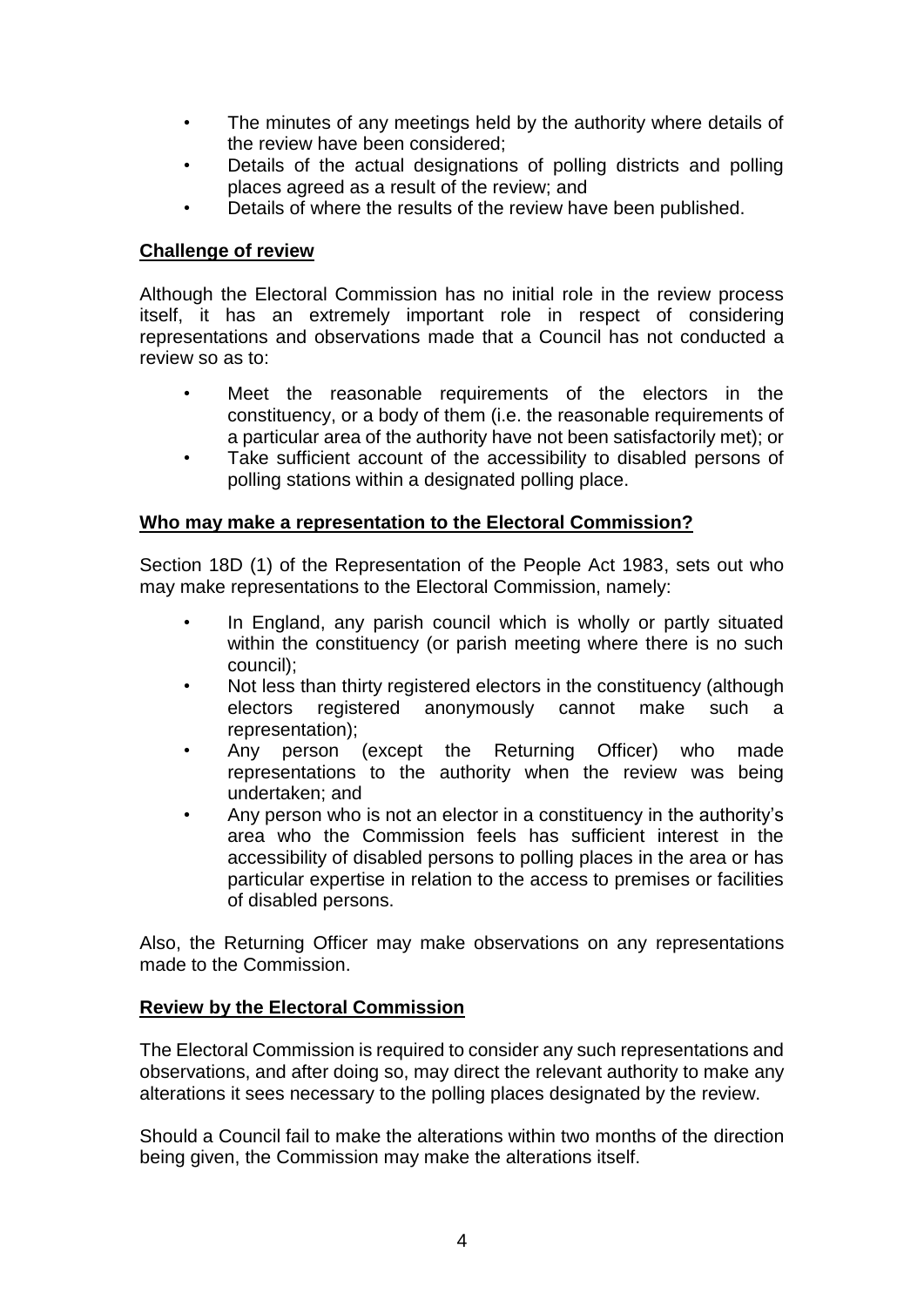- The minutes of any meetings held by the authority where details of the review have been considered;
- Details of the actual designations of polling districts and polling places agreed as a result of the review; and
- Details of where the results of the review have been published.

## Challenge of review

Although the Electoral Commission has no initial role in the review process itself, it has an extremely important role in respect of considering representations and observations made that a Council has not conducted a review so as to:

- Meet the reasonable requirements of the electors in the constituency, or a body of them (i.e. the reasonable requirements of a particular area of the authority have not been satisfactorily met); or
- Take sufficient account of the accessibility to disabled persons of polling stations within a designated polling place.

## Who may make a representation to the Electoral Commission?

Section 18D (1) of the Representation of the People Act 1983, sets out who may make representations to the Electoral Commission, namely:

- In England, any parish council which is wholly or partly situated within the constituency (or parish meeting where there is no such council);
- Not less than thirty registered electors in the constituency (although electors registered anonymously cannot make such a representation);
- Any person (except the Returning Officer) who made representations to the authority when the review was being undertaken; and
- Any person who is not an elector in a constituency in the authority's area who the Commission feels has sufficient interest in the accessibility of disabled persons to polling places in the area or has particular expertise in relation to the access to premises or facilities of disabled persons.

Also, the Returning Officer may make observations on any representations made to the Commission.

## Review by the Electoral Commission

The Electoral Commission is required to consider any such representations and observations, and after doing so, may direct the relevant authority to make any alterations it sees necessary to the polling places designated by the review.

Should a Council fail to make the alterations within two months of the direction being given, the Commission may make the alterations itself.